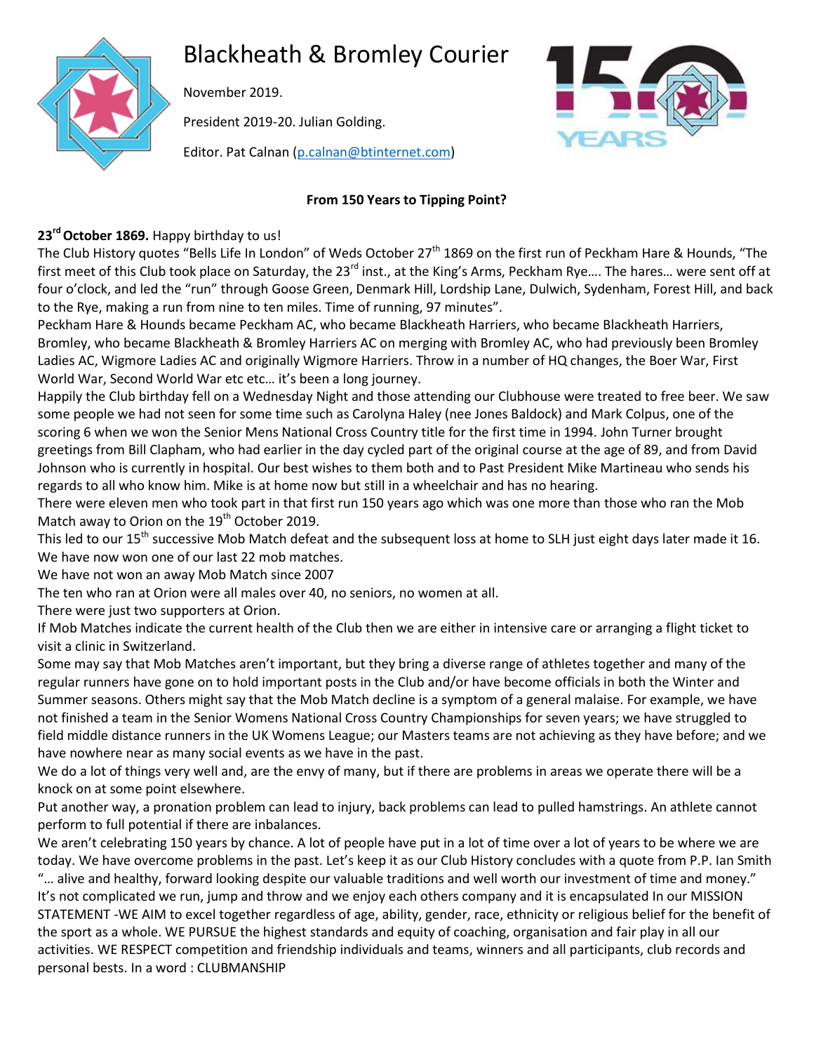# Blackheath & Bromley Courier

November 2019.

President 2019-20. Julian Golding.

Editor. Pat Calnan (p.calnan@btinternet.com)

**From 150 Years to Tipping Point?**

**23rd October 1869.** Happy birthday to us!

The Club History quotes "Bells Life In London" of Weds October 27th 1869 on the first run of Peckham Hare & Hounds, "The first meet of this Club took place on Saturday, the 23rd inst., at the King's Arms, Peckham Rye…. The hares… were sent off at four o'clock, and led the "run" through Goose Green, Denmark Hill, Lordship Lane, Dulwich, Sydenham, Forest Hill, and back to the Rye, making a run from nine to ten miles. Time of running, 97 minutes".

Peckham Hare & Hounds became Peckham AC, who became Blackheath Harriers, who became Blackheath Harriers, Bromley, who became Blackheath & Bromley Harriers AC on merging with Bromley AC, who had previously been Bromley Ladies AC, Wigmore Ladies AC and originally Wigmore Harriers. Throw in a number of HQ changes, the Boer War, First World War, Second World War etc etc… it's been a long journey.

Happily the Club birthday fell on a Wednesday Night and those attending our Clubhouse were treated to free beer. We saw some people we had not seen for some time such as Carolyna Haley (nee Jones Baldock) and Mark Colpus, one of the scoring 6 when we won the Senior Mens National Cross Country title for the first time in 1994. John Turner brought greetings from Bill Clapham, who had earlier in the day cycled part of the original course at the age of 89, and from David Johnson who is currently in hospital. Our best wishes to them both and to Past President Mike Martineau who sends his regards to all who know him. Mike is at home now but still in a wheelchair and has no hearing.

There were eleven men who took part in that first run 150 years ago which was one more than those who ran the Mob Match away to Orion on the 19th October 2019.

This led to our 15th successive Mob Match defeat and the subsequent loss at home to SLH just eight days later made it 16. We have now won one of our last 22 mob matches.

We have not won an away Mob Match since 2007

The ten who ran at Orion were all males over 40, no seniors, no women at all.

There were just two supporters at Orion.

If Mob Matches indicate the current health of the Club then we are either in intensive care or arranging a flight ticket to visit a clinic in Switzerland.

Some may say that Mob Matches aren't important, but they bring a diverse range of athletes together and many of the regular runners have gone on to hold important posts in the Club and/or have become officials in both the Winter and Summer seasons. Others might say that the Mob Match decline is a symptom of a general malaise. For example, we have not finished a team in the Senior Womens National Cross Country Championships for seven years; we have struggled to field middle distance runners in the UK Womens League; our Masters teams are not achieving as they have before; and we have nowhere near as many social events as we have in the past.

We do a lot of things very well and, are the envy of many, but if there are problems in areas we operate there will be a knock on at some point elsewhere.

Put another way, a pronation problem can lead to injury, back problems can lead to pulled hamstrings. An athlete cannot perform to full potential if there are inbalances.

We aren't celebrating 150 years by chance. A lot of people have put in a lot of time over a lot of years to be where we are today. We have overcome problems in the past. Let's keep it as our Club History concludes with a quote from P.P. Ian Smith "… alive and healthy, forward looking despite our valuable traditions and well worth our investment of time and money."

It's not complicated we run, jump and throw and we enjoy each others company and it is encapsulated In our MISSION STATEMENT -WE AIM to excel together regardless of age, ability, gender, race, ethnicity or religious belief for the benefit of the sport as a whole. WE PURSUE the highest standards and equity of coaching, organisation and fair play in all our activities. WE RESPECT competition and friendship individuals and teams, winners and all participants, club records and personal bests. In a word : CLUBMANSHIP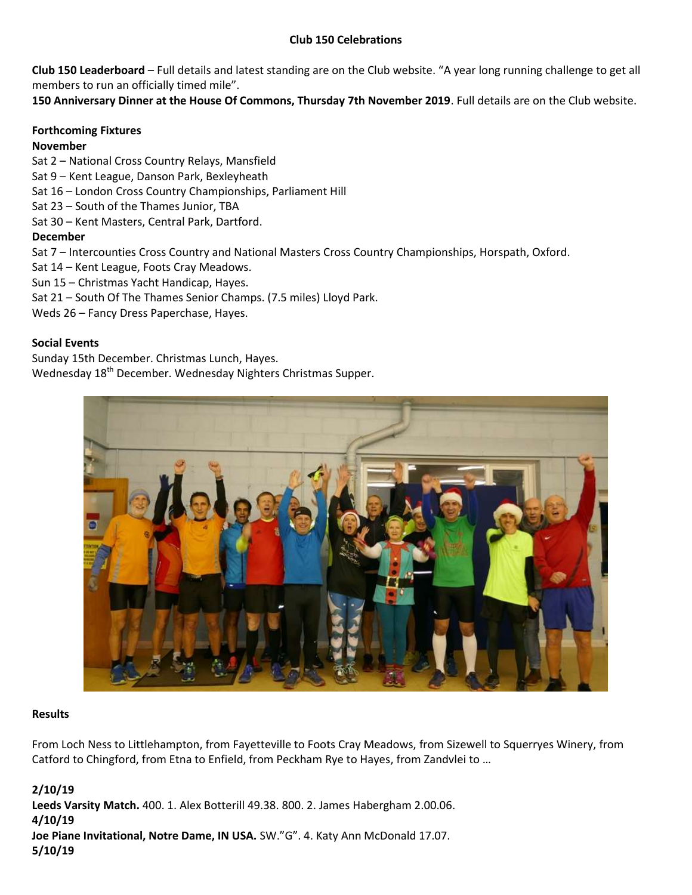## Club 150 Celebrations

**Club 150 Leaderboard** – Full details and latest standing are on the Club website. "A year long running challenge to get all members to run an officially timed mile".

**150 Anniversary Dinner at the House Of Commons, Thursday 7th November 2019**. Full details are on the Club website.

**Forthcoming Fixtures**

**November**

Sat 2 – National Cross Country Relays, Mansfield
Sat 9 – Kent League, Danson Park, Bexleyheath
Sat 16 – London Cross Country Championships, Parliament Hill
Sat 23 – South of the Thames Junior, TBA
Sat 30 – Kent Masters, Central Park, Dartford.

**December**

Sat 7 – Intercounties Cross Country and National Masters Cross Country Championships, Horspath, Oxford.
Sat 14 – Kent League, Foots Cray Meadows.
Sun 15 – Christmas Yacht Handicap, Hayes.
Sat 21 – South Of The Thames Senior Champs. (7.5 miles) Lloyd Park.
Weds 26 – Fancy Dress Paperchase, Hayes.

**Social Events**

Sunday 15th December. Christmas Lunch, Hayes.
Wednesday 18th December. Wednesday Nighters Christmas Supper.

**Results**

From Loch Ness to Littlehampton, from Fayetteville to Foots Cray Meadows, from Sizewell to Squerryes Winery, from Catford to Chingford, from Etna to Enfield, from Peckham Rye to Hayes, from Zandvlei to …

**2/10/19**
**Leeds Varsity Match.** 400. 1. Alex Botterill 49.38. 800. 2. James Habergham 2.00.06.
**4/10/19**
**Joe Piane Invitational, Notre Dame, IN USA.** SW."G". 4. Katy Ann McDonald 17.07.
**5/10/19**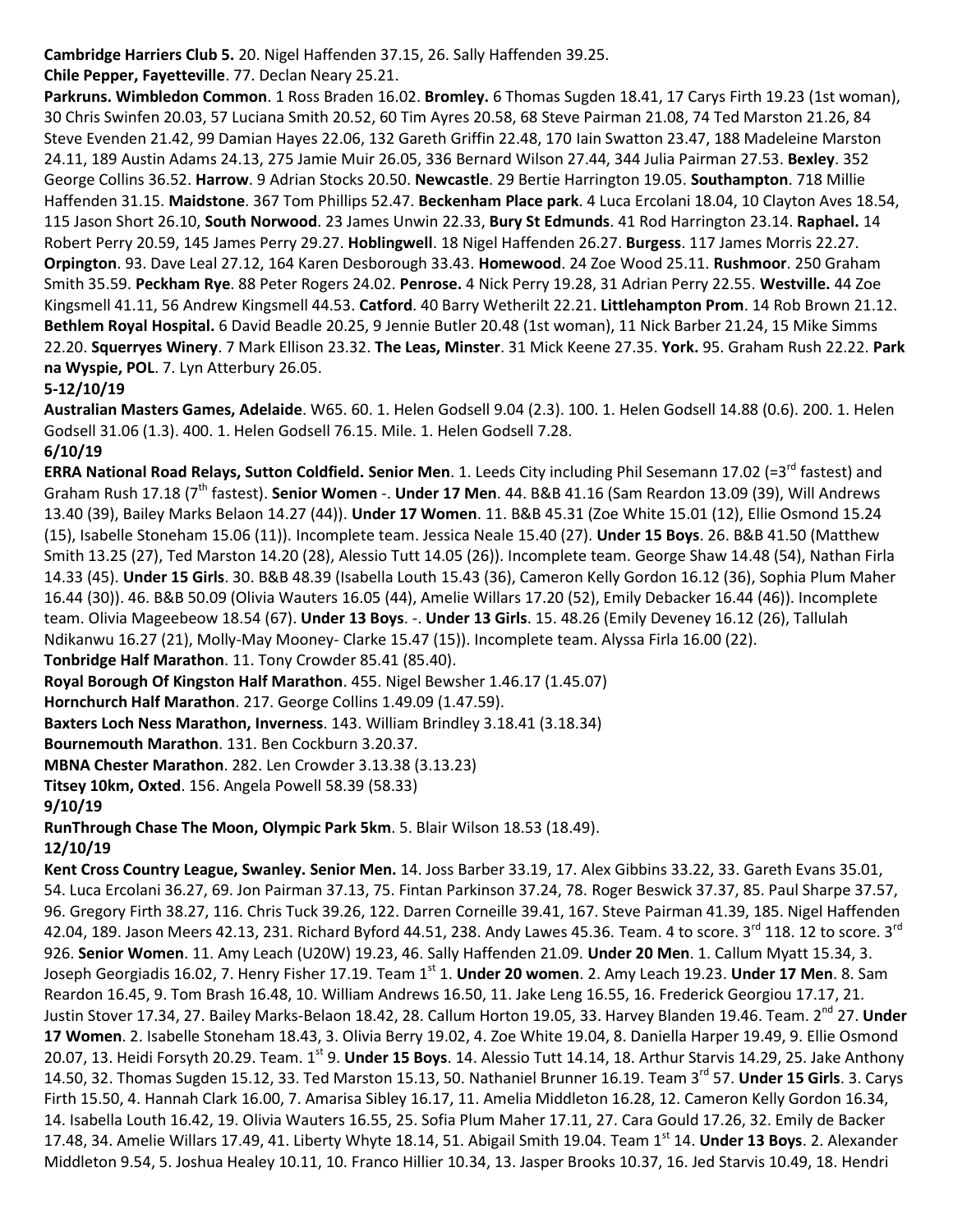**Cambridge Harriers Club 5.** 20. Nigel Haffenden 37.15, 26. Sally Haffenden 39.25.

**Chile Pepper, Fayetteville**. 77. Declan Neary 25.21.

**Parkruns. Wimbledon Common**. 1 Ross Braden 16.02. **Bromley.** 6 Thomas Sugden 18.41, 17 Carys Firth 19.23 (1st woman), 30 Chris Swinfen 20.03, 57 Luciana Smith 20.52, 60 Tim Ayres 20.58, 68 Steve Pairman 21.08, 74 Ted Marston 21.26, 84 Steve Evenden 21.42, 99 Damian Hayes 22.06, 132 Gareth Griffin 22.48, 170 Iain Swatton 23.47, 188 Madeleine Marston 24.11, 189 Austin Adams 24.13, 275 Jamie Muir 26.05, 336 Bernard Wilson 27.44, 344 Julia Pairman 27.53. **Bexley**. 352 George Collins 36.52. **Harrow**. 9 Adrian Stocks 20.50. **Newcastle**. 29 Bertie Harrington 19.05. **Southampton**. 718 Millie Haffenden 31.15. **Maidstone**. 367 Tom Phillips 52.47. **Beckenham Place park**. 4 Luca Ercolani 18.04, 10 Clayton Aves 18.54, 115 Jason Short 26.10, **South Norwood**. 23 James Unwin 22.33, **Bury St Edmunds**. 41 Rod Harrington 23.14. **Raphael.** 14 Robert Perry 20.59, 145 James Perry 29.27. **Hoblingwell**. 18 Nigel Haffenden 26.27. **Burgess**. 117 James Morris 22.27. **Orpington**. 93. Dave Leal 27.12, 164 Karen Desborough 33.43. **Homewood**. 24 Zoe Wood 25.11. **Rushmoor**. 250 Graham Smith 35.59. **Peckham Rye**. 88 Peter Rogers 24.02. **Penrose.** 4 Nick Perry 19.28, 31 Adrian Perry 22.55. **Westville.** 44 Zoe Kingsmell 41.11, 56 Andrew Kingsmell 44.53. **Catford**. 40 Barry Wetherilt 22.21. **Littlehampton Prom**. 14 Rob Brown 21.12. **Bethlem Royal Hospital.** 6 David Beadle 20.25, 9 Jennie Butler 20.48 (1st woman), 11 Nick Barber 21.24, 15 Mike Simms 22.20. **Squerryes Winery**. 7 Mark Ellison 23.32. **The Leas, Minster**. 31 Mick Keene 27.35. **York.** 95. Graham Rush 22.22. **Park na Wyspie, POL**. 7. Lyn Atterbury 26.05.

**5-12/10/19**

**Australian Masters Games, Adelaide**. W65. 60. 1. Helen Godsell 9.04 (2.3). 100. 1. Helen Godsell 14.88 (0.6). 200. 1. Helen Godsell 31.06 (1.3). 400. 1. Helen Godsell 76.15. Mile. 1. Helen Godsell 7.28.

**6/10/19**

**ERRA National Road Relays, Sutton Coldfield. Senior Men**. 1. Leeds City including Phil Sesemann 17.02 (=3rd fastest) and Graham Rush 17.18 (7th fastest). **Senior Women** -. **Under 17 Men**. 44. B&B 41.16 (Sam Reardon 13.09 (39), Will Andrews 13.40 (39), Bailey Marks Belaon 14.27 (44)). **Under 17 Women**. 11. B&B 45.31 (Zoe White 15.01 (12), Ellie Osmond 15.24 (15), Isabelle Stoneham 15.06 (11)). Incomplete team. Jessica Neale 15.40 (27). **Under 15 Boys**. 26. B&B 41.50 (Matthew Smith 13.25 (27), Ted Marston 14.20 (28), Alessio Tutt 14.05 (26)). Incomplete team. George Shaw 14.48 (54), Nathan Firla 14.33 (45). **Under 15 Girls**. 30. B&B 48.39 (Isabella Louth 15.43 (36), Cameron Kelly Gordon 16.12 (36), Sophia Plum Maher 16.44 (30)). 46. B&B 50.09 (Olivia Wauters 16.05 (44), Amelie Willars 17.20 (52), Emily Debacker 16.44 (46)). Incomplete team. Olivia Mageebeow 18.54 (67). **Under 13 Boys**. -. **Under 13 Girls**. 15. 48.26 (Emily Deveney 16.12 (26), Tallulah Ndikanwu 16.27 (21), Molly-May Mooney- Clarke 15.47 (15)). Incomplete team. Alyssa Firla 16.00 (22).

**Tonbridge Half Marathon**. 11. Tony Crowder 85.41 (85.40).

**Royal Borough Of Kingston Half Marathon**. 455. Nigel Bewsher 1.46.17 (1.45.07)

**Hornchurch Half Marathon**. 217. George Collins 1.49.09 (1.47.59).

**Baxters Loch Ness Marathon, Inverness**. 143. William Brindley 3.18.41 (3.18.34)

**Bournemouth Marathon**. 131. Ben Cockburn 3.20.37.

**MBNA Chester Marathon**. 282. Len Crowder 3.13.38 (3.13.23)

**Titsey 10km, Oxted**. 156. Angela Powell 58.39 (58.33)

**9/10/19**

**RunThrough Chase The Moon, Olympic Park 5km**. 5. Blair Wilson 18.53 (18.49).

**12/10/19**

**Kent Cross Country League, Swanley. Senior Men.** 14. Joss Barber 33.19, 17. Alex Gibbins 33.22, 33. Gareth Evans 35.01, 54. Luca Ercolani 36.27, 69. Jon Pairman 37.13, 75. Fintan Parkinson 37.24, 78. Roger Beswick 37.37, 85. Paul Sharpe 37.57, 96. Gregory Firth 38.27, 116. Chris Tuck 39.26, 122. Darren Corneille 39.41, 167. Steve Pairman 41.39, 185. Nigel Haffenden 42.04, 189. Jason Meers 42.13, 231. Richard Byford 44.51, 238. Andy Lawes 45.36. Team. 4 to score. 3rd 118. 12 to score. 3rd 926. **Senior Women**. 11. Amy Leach (U20W) 19.23, 46. Sally Haffenden 21.09. **Under 20 Men**. 1. Callum Myatt 15.34, 3. Joseph Georgiadis 16.02, 7. Henry Fisher 17.19. Team 1st 1. **Under 20 women**. 2. Amy Leach 19.23. **Under 17 Men**. 8. Sam Reardon 16.45, 9. Tom Brash 16.48, 10. William Andrews 16.50, 11. Jake Leng 16.55, 16. Frederick Georgiou 17.17, 21. Justin Stover 17.34, 27. Bailey Marks-Belaon 18.42, 28. Callum Horton 19.05, 33. Harvey Blanden 19.46. Team. 2nd 27. **Under 17 Women**. 2. Isabelle Stoneham 18.43, 3. Olivia Berry 19.02, 4. Zoe White 19.04, 8. Daniella Harper 19.49, 9. Ellie Osmond 20.07, 13. Heidi Forsyth 20.29. Team. 1st 9. **Under 15 Boys**. 14. Alessio Tutt 14.14, 18. Arthur Starvis 14.29, 25. Jake Anthony 14.50, 32. Thomas Sugden 15.12, 33. Ted Marston 15.13, 50. Nathaniel Brunner 16.19. Team 3rd 57. **Under 15 Girls**. 3. Carys Firth 15.50, 4. Hannah Clark 16.00, 7. Amarisa Sibley 16.17, 11. Amelia Middleton 16.28, 12. Cameron Kelly Gordon 16.34, 14. Isabella Louth 16.42, 19. Olivia Wauters 16.55, 25. Sofia Plum Maher 17.11, 27. Cara Gould 17.26, 32. Emily de Backer 17.48, 34. Amelie Willars 17.49, 41. Liberty Whyte 18.14, 51. Abigail Smith 19.04. Team 1st 14. **Under 13 Boys**. 2. Alexander Middleton 9.54, 5. Joshua Healey 10.11, 10. Franco Hillier 10.34, 13. Jasper Brooks 10.37, 16. Jed Starvis 10.49, 18. Hendri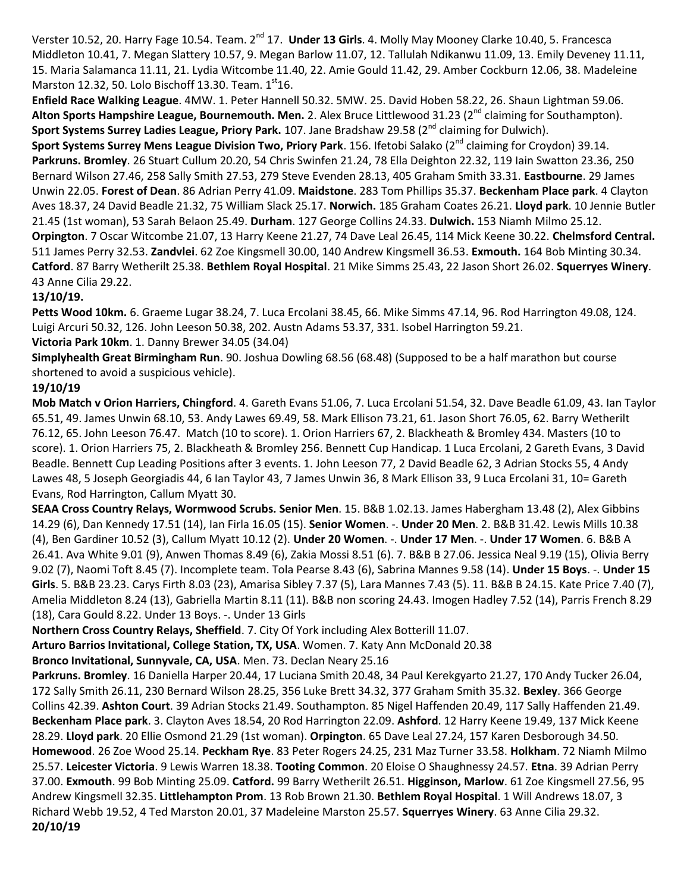Verster 10.52, 20. Harry Fage 10.54. Team. 2nd 17. **Under 13 Girls**. 4. Molly May Mooney Clarke 10.40, 5. Francesca Middleton 10.41, 7. Megan Slattery 10.57, 9. Megan Barlow 11.07, 12. Tallulah Ndikanwu 11.09, 13. Emily Deveney 11.11, 15. Maria Salamanca 11.11, 21. Lydia Witcombe 11.40, 22. Amie Gould 11.42, 29. Amber Cockburn 12.06, 38. Madeleine Marston 12.32, 50. Lolo Bischoff 13.30. Team. 1st16.

**Enfield Race Walking League**. 4MW. 1. Peter Hannell 50.32. 5MW. 25. David Hoben 58.22, 26. Shaun Lightman 59.06.
**Alton Sports Hampshire League, Bournemouth. Men.** 2. Alex Bruce Littlewood 31.23 (2nd claiming for Southampton).
**Sport Systems Surrey Ladies League, Priory Park.** 107. Jane Bradshaw 29.58 (2nd claiming for Dulwich).
**Sport Systems Surrey Mens League Division Two, Priory Park**. 156. Ifetobi Salako (2nd claiming for Croydon) 39.14.
**Parkruns. Bromley**. 26 Stuart Cullum 20.20, 54 Chris Swinfen 21.24, 78 Ella Deighton 22.32, 119 Iain Swatton 23.36, 250 Bernard Wilson 27.46, 258 Sally Smith 27.53, 279 Steve Evenden 28.13, 405 Graham Smith 33.31. **Eastbourne**. 29 James Unwin 22.05. **Forest of Dean**. 86 Adrian Perry 41.09. **Maidstone**. 283 Tom Phillips 35.37. **Beckenham Place park**. 4 Clayton Aves 18.37, 24 David Beadle 21.32, 75 William Slack 25.17. **Norwich.** 185 Graham Coates 26.21. **Lloyd park**. 10 Jennie Butler 21.45 (1st woman), 53 Sarah Belaon 25.49. **Durham**. 127 George Collins 24.33. **Dulwich.** 153 Niamh Milmo 25.12. **Orpington**. 7 Oscar Witcombe 21.07, 13 Harry Keene 21.27, 74 Dave Leal 26.45, 114 Mick Keene 30.22. **Chelmsford Central.** 511 James Perry 32.53. **Zandvlei**. 62 Zoe Kingsmell 30.00, 140 Andrew Kingsmell 36.53. **Exmouth.** 164 Bob Minting 30.34. **Catford**. 87 Barry Wetherilt 25.38. **Bethlem Royal Hospital**. 21 Mike Simms 25.43, 22 Jason Short 26.02. **Squerryes Winery**. 43 Anne Cilia 29.22.

**13/10/19.**

**Petts Wood 10km.** 6. Graeme Lugar 38.24, 7. Luca Ercolani 38.45, 66. Mike Simms 47.14, 96. Rod Harrington 49.08, 124. Luigi Arcuri 50.32, 126. John Leeson 50.38, 202. Austn Adams 53.37, 331. Isobel Harrington 59.21.

**Victoria Park 10km**. 1. Danny Brewer 34.05 (34.04)

**Simplyhealth Great Birmingham Run**. 90. Joshua Dowling 68.56 (68.48) (Supposed to be a half marathon but course shortened to avoid a suspicious vehicle).

**19/10/19**

**Mob Match v Orion Harriers, Chingford**. 4. Gareth Evans 51.06, 7. Luca Ercolani 51.54, 32. Dave Beadle 61.09, 43. Ian Taylor 65.51, 49. James Unwin 68.10, 53. Andy Lawes 69.49, 58. Mark Ellison 73.21, 61. Jason Short 76.05, 62. Barry Wetherilt 76.12, 65. John Leeson 76.47. Match (10 to score). 1. Orion Harriers 67, 2. Blackheath & Bromley 434. Masters (10 to score). 1. Orion Harriers 75, 2. Blackheath & Bromley 256. Bennett Cup Handicap. 1 Luca Ercolani, 2 Gareth Evans, 3 David Beadle. Bennett Cup Leading Positions after 3 events. 1. John Leeson 77, 2 David Beadle 62, 3 Adrian Stocks 55, 4 Andy Lawes 48, 5 Joseph Georgiadis 44, 6 Ian Taylor 43, 7 James Unwin 36, 8 Mark Ellison 33, 9 Luca Ercolani 31, 10= Gareth Evans, Rod Harrington, Callum Myatt 30.

**SEAA Cross Country Relays, Wormwood Scrubs. Senior Men**. 15. B&B 1.02.13. James Habergham 13.48 (2), Alex Gibbins 14.29 (6), Dan Kennedy 17.51 (14), Ian Firla 16.05 (15). **Senior Women**. -. **Under 20 Men**. 2. B&B 31.42. Lewis Mills 10.38 (4), Ben Gardiner 10.52 (3), Callum Myatt 10.12 (2). **Under 20 Women**. -. **Under 17 Men**. -. **Under 17 Women**. 6. B&B A 26.41. Ava White 9.01 (9), Anwen Thomas 8.49 (6), Zakia Mossi 8.51 (6). 7. B&B B 27.06. Jessica Neal 9.19 (15), Olivia Berry 9.02 (7), Naomi Toft 8.45 (7). Incomplete team. Tola Pearse 8.43 (6), Sabrina Mannes 9.58 (14). **Under 15 Boys**. -. **Under 15 Girls**. 5. B&B 23.23. Carys Firth 8.03 (23), Amarisa Sibley 7.37 (5), Lara Mannes 7.43 (5). 11. B&B B 24.15. Kate Price 7.40 (7), Amelia Middleton 8.24 (13), Gabriella Martin 8.11 (11). B&B non scoring 24.43. Imogen Hadley 7.52 (14), Parris French 8.29 (18), Cara Gould 8.22. Under 13 Boys. -. Under 13 Girls

**Northern Cross Country Relays, Sheffield**. 7. City Of York including Alex Botterill 11.07.

**Arturo Barrios Invitational, College Station, TX, USA**. Women. 7. Katy Ann McDonald 20.38

**Bronco Invitational, Sunnyvale, CA, USA**. Men. 73. Declan Neary 25.16

**Parkruns. Bromley**. 16 Daniella Harper 20.44, 17 Luciana Smith 20.48, 34 Paul Kerekgyarto 21.27, 170 Andy Tucker 26.04, 172 Sally Smith 26.11, 230 Bernard Wilson 28.25, 356 Luke Brett 34.32, 377 Graham Smith 35.32. **Bexley**. 366 George Collins 42.39. **Ashton Court**. 39 Adrian Stocks 21.49. Southampton. 85 Nigel Haffenden 20.49, 117 Sally Haffenden 21.49. **Beckenham Place park**. 3. Clayton Aves 18.54, 20 Rod Harrington 22.09. **Ashford**. 12 Harry Keene 19.49, 137 Mick Keene 28.29. **Lloyd park**. 20 Ellie Osmond 21.29 (1st woman). **Orpington**. 65 Dave Leal 27.24, 157 Karen Desborough 34.50. **Homewood**. 26 Zoe Wood 25.14. **Peckham Rye**. 83 Peter Rogers 24.25, 231 Maz Turner 33.58. **Holkham**. 72 Niamh Milmo 25.57. **Leicester Victoria**. 9 Lewis Warren 18.38. **Tooting Common**. 20 Eloise O Shaughnessy 24.57. **Etna**. 39 Adrian Perry 37.00. **Exmouth**. 99 Bob Minting 25.09. **Catford.** 99 Barry Wetherilt 26.51. **Higginson, Marlow**. 61 Zoe Kingsmell 27.56, 95 Andrew Kingsmell 32.35. **Littlehampton Prom**. 13 Rob Brown 21.30. **Bethlem Royal Hospital**. 1 Will Andrews 18.07, 3 Richard Webb 19.52, 4 Ted Marston 20.01, 37 Madeleine Marston 25.57. **Squerryes Winery**. 63 Anne Cilia 29.32.

**20/10/19**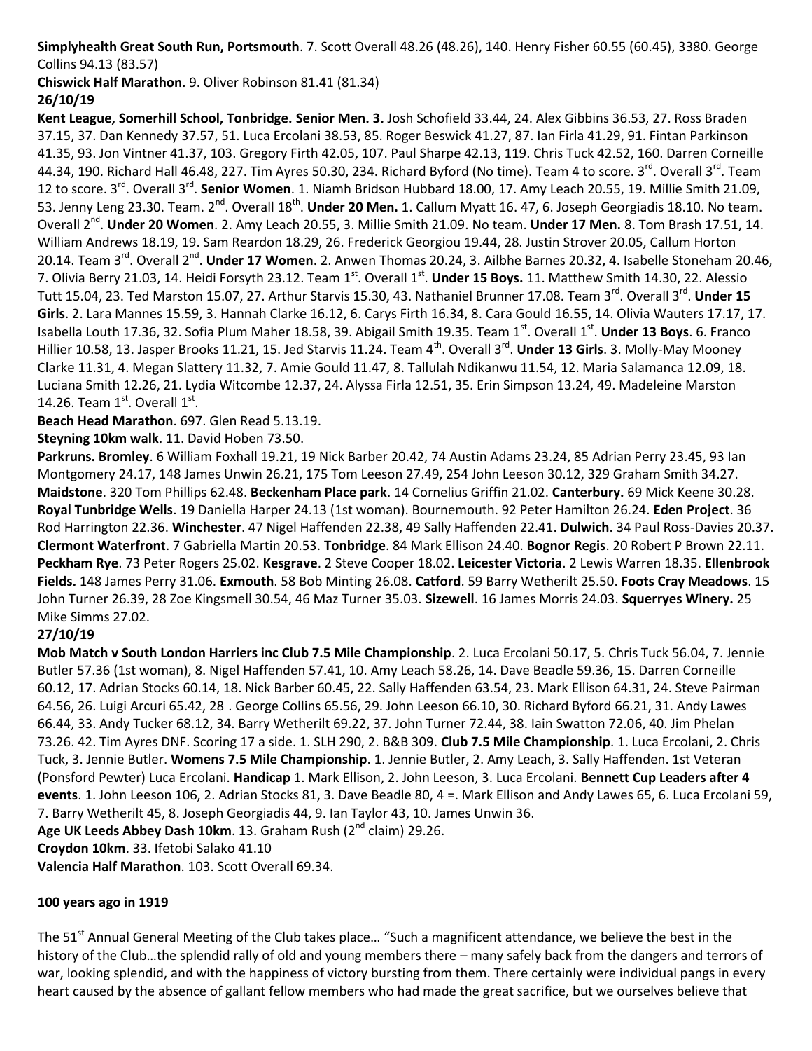**Simplyhealth Great South Run, Portsmouth**. 7. Scott Overall 48.26 (48.26), 140. Henry Fisher 60.55 (60.45), 3380. George Collins 94.13 (83.57)

**Chiswick Half Marathon**. 9. Oliver Robinson 81.41 (81.34)

**26/10/19**

**Kent League, Somerhill School, Tonbridge. Senior Men. 3.** Josh Schofield 33.44, 24. Alex Gibbins 36.53, 27. Ross Braden 37.15, 37. Dan Kennedy 37.57, 51. Luca Ercolani 38.53, 85. Roger Beswick 41.27, 87. Ian Firla 41.29, 91. Fintan Parkinson 41.35, 93. Jon Vintner 41.37, 103. Gregory Firth 42.05, 107. Paul Sharpe 42.13, 119. Chris Tuck 42.52, 160. Darren Corneille 44.34, 190. Richard Hall 46.48, 227. Tim Ayres 50.30, 234. Richard Byford (No time). Team 4 to score. 3rd. Overall 3rd. Team 12 to score. 3rd. Overall 3rd. **Senior Women**. 1. Niamh Bridson Hubbard 18.00, 17. Amy Leach 20.55, 19. Millie Smith 21.09, 53. Jenny Leng 23.30. Team. 2nd. Overall 18th. **Under 20 Men.** 1. Callum Myatt 16. 47, 6. Joseph Georgiadis 18.10. No team. Overall 2nd. **Under 20 Women**. 2. Amy Leach 20.55, 3. Millie Smith 21.09. No team. **Under 17 Men.** 8. Tom Brash 17.51, 14. William Andrews 18.19, 19. Sam Reardon 18.29, 26. Frederick Georgiou 19.44, 28. Justin Strover 20.05, Callum Horton 20.14. Team 3rd. Overall 2nd. **Under 17 Women**. 2. Anwen Thomas 20.24, 3. Ailbhe Barnes 20.32, 4. Isabelle Stoneham 20.46, 7. Olivia Berry 21.03, 14. Heidi Forsyth 23.12. Team 1st. Overall 1st. **Under 15 Boys.** 11. Matthew Smith 14.30, 22. Alessio Tutt 15.04, 23. Ted Marston 15.07, 27. Arthur Starvis 15.30, 43. Nathaniel Brunner 17.08. Team 3rd. Overall 3rd. **Under 15 Girls**. 2. Lara Mannes 15.59, 3. Hannah Clarke 16.12, 6. Carys Firth 16.34, 8. Cara Gould 16.55, 14. Olivia Wauters 17.17, 17. Isabella Louth 17.36, 32. Sofia Plum Maher 18.58, 39. Abigail Smith 19.35. Team 1st. Overall 1st. **Under 13 Boys**. 6. Franco Hillier 10.58, 13. Jasper Brooks 11.21, 15. Jed Starvis 11.24. Team 4th. Overall 3rd. **Under 13 Girls**. 3. Molly-May Mooney Clarke 11.31, 4. Megan Slattery 11.32, 7. Amie Gould 11.47, 8. Tallulah Ndikanwu 11.54, 12. Maria Salamanca 12.09, 18. Luciana Smith 12.26, 21. Lydia Witcombe 12.37, 24. Alyssa Firla 12.51, 35. Erin Simpson 13.24, 49. Madeleine Marston 14.26. Team 1st. Overall 1st.

**Beach Head Marathon**. 697. Glen Read 5.13.19.

**Steyning 10km walk**. 11. David Hoben 73.50.

**Parkruns. Bromley**. 6 William Foxhall 19.21, 19 Nick Barber 20.42, 74 Austin Adams 23.24, 85 Adrian Perry 23.45, 93 Ian Montgomery 24.17, 148 James Unwin 26.21, 175 Tom Leeson 27.49, 254 John Leeson 30.12, 329 Graham Smith 34.27. **Maidstone**. 320 Tom Phillips 62.48. **Beckenham Place park**. 14 Cornelius Griffin 21.02. **Canterbury.** 69 Mick Keene 30.28. **Royal Tunbridge Wells**. 19 Daniella Harper 24.13 (1st woman). Bournemouth. 92 Peter Hamilton 26.24. **Eden Project**. 36 Rod Harrington 22.36. **Winchester**. 47 Nigel Haffenden 22.38, 49 Sally Haffenden 22.41. **Dulwich**. 34 Paul Ross-Davies 20.37. **Clermont Waterfront**. 7 Gabriella Martin 20.53. **Tonbridge**. 84 Mark Ellison 24.40. **Bognor Regis**. 20 Robert P Brown 22.11. **Peckham Rye**. 73 Peter Rogers 25.02. **Kesgrave**. 2 Steve Cooper 18.02. **Leicester Victoria**. 2 Lewis Warren 18.35. **Ellenbrook Fields.** 148 James Perry 31.06. **Exmouth**. 58 Bob Minting 26.08. **Catford**. 59 Barry Wetherilt 25.50. **Foots Cray Meadows**. 15 John Turner 26.39, 28 Zoe Kingsmell 30.54, 46 Maz Turner 35.03. **Sizewell**. 16 James Morris 24.03. **Squerryes Winery.** 25 Mike Simms 27.02.

**27/10/19**

**Mob Match v South London Harriers inc Club 7.5 Mile Championship**. 2. Luca Ercolani 50.17, 5. Chris Tuck 56.04, 7. Jennie Butler 57.36 (1st woman), 8. Nigel Haffenden 57.41, 10. Amy Leach 58.26, 14. Dave Beadle 59.36, 15. Darren Corneille 60.12, 17. Adrian Stocks 60.14, 18. Nick Barber 60.45, 22. Sally Haffenden 63.54, 23. Mark Ellison 64.31, 24. Steve Pairman 64.56, 26. Luigi Arcuri 65.42, 28 . George Collins 65.56, 29. John Leeson 66.10, 30. Richard Byford 66.21, 31. Andy Lawes 66.44, 33. Andy Tucker 68.12, 34. Barry Wetherilt 69.22, 37. John Turner 72.44, 38. Iain Swatton 72.06, 40. Jim Phelan 73.26. 42. Tim Ayres DNF. Scoring 17 a side. 1. SLH 290, 2. B&B 309. **Club 7.5 Mile Championship**. 1. Luca Ercolani, 2. Chris Tuck, 3. Jennie Butler. **Womens 7.5 Mile Championship**. 1. Jennie Butler, 2. Amy Leach, 3. Sally Haffenden. 1st Veteran (Ponsford Pewter) Luca Ercolani. **Handicap** 1. Mark Ellison, 2. John Leeson, 3. Luca Ercolani. **Bennett Cup Leaders after 4 events**. 1. John Leeson 106, 2. Adrian Stocks 81, 3. Dave Beadle 80, 4 =. Mark Ellison and Andy Lawes 65, 6. Luca Ercolani 59, 7. Barry Wetherilt 45, 8. Joseph Georgiadis 44, 9. Ian Taylor 43, 10. James Unwin 36.

**Age UK Leeds Abbey Dash 10km**. 13. Graham Rush (2nd claim) 29.26.

**Croydon 10km**. 33. Ifetobi Salako 41.10

**Valencia Half Marathon**. 103. Scott Overall 69.34.

**100 years ago in 1919**

The 51st Annual General Meeting of the Club takes place… "Such a magnificent attendance, we believe the best in the history of the Club…the splendid rally of old and young members there – many safely back from the dangers and terrors of war, looking splendid, and with the happiness of victory bursting from them. There certainly were individual pangs in every heart caused by the absence of gallant fellow members who had made the great sacrifice, but we ourselves believe that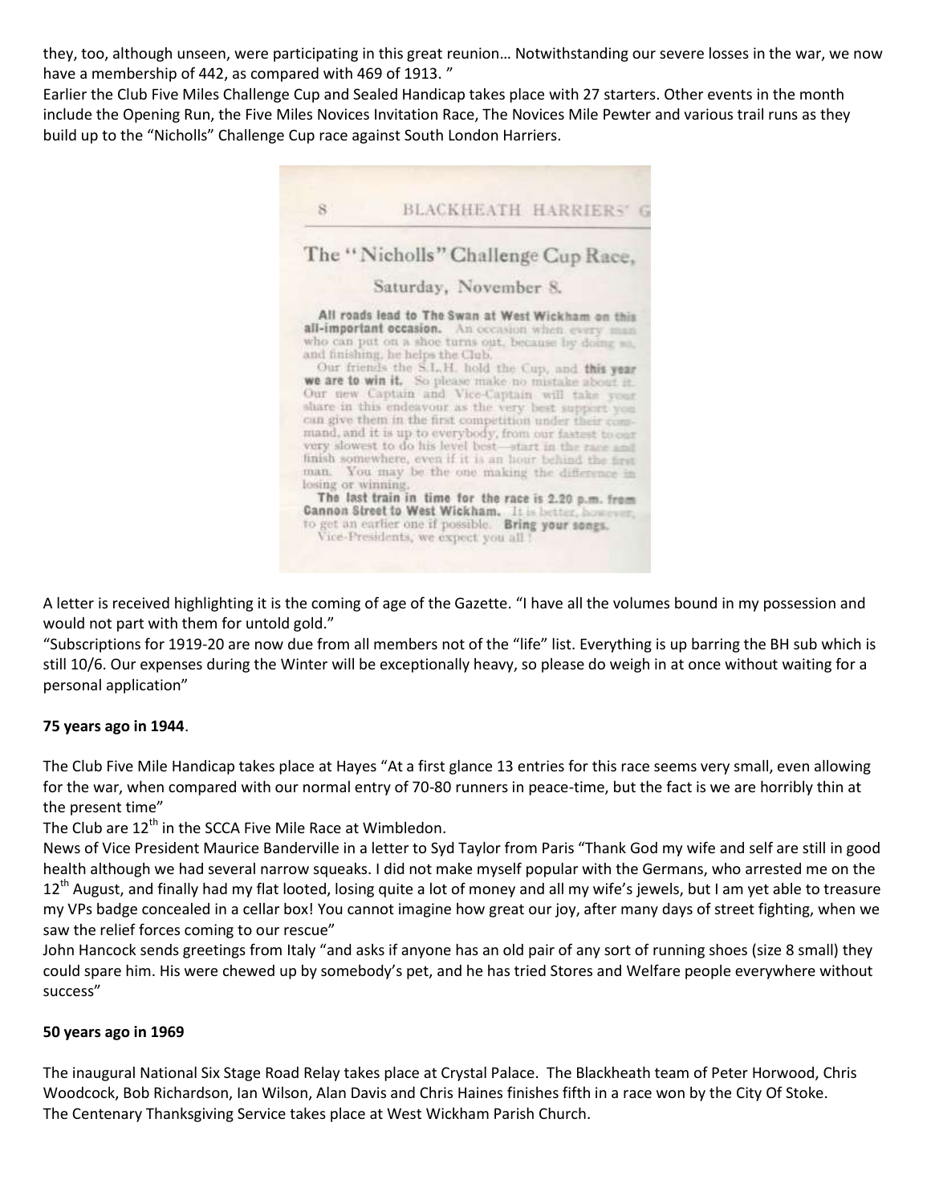they, too, although unseen, were participating in this great reunion… Notwithstanding our severe losses in the war, we now have a membership of 442, as compared with 469 of 1913. "

Earlier the Club Five Miles Challenge Cup and Sealed Handicap takes place with 27 starters. Other events in the month include the Opening Run, the Five Miles Novices Invitation Race, The Novices Mile Pewter and various trail runs as they build up to the "Nicholls" Challenge Cup race against South London Harriers.

8 BLACKHEATH HARRIERS' G

## The "Nicholls" Challenge Cup Race,

### Saturday, November 8.

**All roads lead to The Swan at West Wickham on this all-important occasion.** An occasion when every man who can put on a shoe turns out, because by doing so, and finishing, he helps the Club.

Our friends the S.L.H. hold the Cup, and **this year we are to win it.** So please make no mistake about it. Our new Captain and Vice-Captain will take your share in this endeavour as the very best support you can give them in the first competition under their command, and it is up to everybody, from our fastest to our very slowest to do his level best—start in the race and finish somewhere, even if it is an hour behind the first man. You may be the one making the difference in losing or winning.

**The last train in time for the race is 2.20 p.m. from Cannon Street to West Wickham.** It is better, however, to get an earlier one if possible. **Bring your songs.**

Vice-Presidents, we expect you all!

A letter is received highlighting it is the coming of age of the Gazette. "I have all the volumes bound in my possession and would not part with them for untold gold."

"Subscriptions for 1919-20 are now due from all members not of the "life" list. Everything is up barring the BH sub which is still 10/6. Our expenses during the Winter will be exceptionally heavy, so please do weigh in at once without waiting for a personal application"

**75 years ago in 1944**.

The Club Five Mile Handicap takes place at Hayes "At a first glance 13 entries for this race seems very small, even allowing for the war, when compared with our normal entry of 70-80 runners in peace-time, but the fact is we are horribly thin at the present time"

The Club are 12th in the SCCA Five Mile Race at Wimbledon.

News of Vice President Maurice Banderville in a letter to Syd Taylor from Paris "Thank God my wife and self are still in good health although we had several narrow squeaks. I did not make myself popular with the Germans, who arrested me on the 12th August, and finally had my flat looted, losing quite a lot of money and all my wife's jewels, but I am yet able to treasure my VPs badge concealed in a cellar box! You cannot imagine how great our joy, after many days of street fighting, when we saw the relief forces coming to our rescue"

John Hancock sends greetings from Italy "and asks if anyone has an old pair of any sort of running shoes (size 8 small) they could spare him. His were chewed up by somebody's pet, and he has tried Stores and Welfare people everywhere without success"

**50 years ago in 1969**

The inaugural National Six Stage Road Relay takes place at Crystal Palace. The Blackheath team of Peter Horwood, Chris Woodcock, Bob Richardson, Ian Wilson, Alan Davis and Chris Haines finishes fifth in a race won by the City Of Stoke.

The Centenary Thanksgiving Service takes place at West Wickham Parish Church.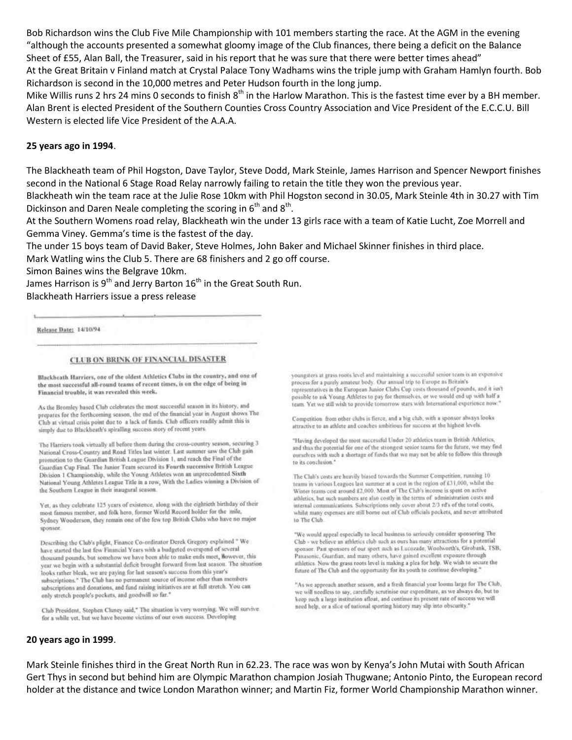Bob Richardson wins the Club Five Mile Championship with 101 members starting the race. At the AGM in the evening "although the accounts presented a somewhat gloomy image of the Club finances, there being a deficit on the Balance Sheet of £55, Alan Ball, the Treasurer, said in his report that he was sure that there were better times ahead"

At the Great Britain v Finland match at Crystal Palace Tony Wadhams wins the triple jump with Graham Hamlyn fourth. Bob Richardson is second in the 10,000 metres and Peter Hudson fourth in the long jump.

Mike Willis runs 2 hrs 24 mins 0 seconds to finish 8th in the Harlow Marathon. This is the fastest time ever by a BH member.

Alan Brent is elected President of the Southern Counties Cross Country Association and Vice President of the E.C.C.U. Bill Western is elected life Vice President of the A.A.A.

**25 years ago in 1994**.

The Blackheath team of Phil Hogston, Dave Taylor, Steve Dodd, Mark Steinle, James Harrison and Spencer Newport finishes second in the National 6 Stage Road Relay narrowly failing to retain the title they won the previous year.

Blackheath win the team race at the Julie Rose 10km with Phil Hogston second in 30.05, Mark Steinle 4th in 30.27 with Tim Dickinson and Daren Neale completing the scoring in 6th and 8th.

At the Southern Womens road relay, Blackheath win the under 13 girls race with a team of Katie Lucht, Zoe Morrell and Gemma Viney. Gemma's time is the fastest of the day.

The under 15 boys team of David Baker, Steve Holmes, John Baker and Michael Skinner finishes in third place.

Mark Watling wins the Club 5. There are 68 finishers and 2 go off course.

Simon Baines wins the Belgrave 10km.

James Harrison is 9th and Jerry Barton 16th in the Great South Run.

Blackheath Harriers issue a press release

Release Date: 14/10/94

**CLUB ON BRINK OF FINANCIAL DISASTER**

**Blackheath Harriers, one of the oldest Athletics Clubs in the country, and one of the most successful all-round teams of recent times, is on the edge of being in Financial trouble, it was revealed this week.**

As the Bromley based Club celebrates the most successful season in its history, and prepares for the forthcoming season, the end of the financial year in August shows The Club at virtual crisis point due to a lack of funds. Club officers readily admit this is simply due to Blackheath's spiralling success story of recent years.

The Harriers took virtually all before them during the cross-country season, securing 3 National Cross-Country and Road Titles last winter. Last summer saw the Club gain promotion to the Guardian British League Division 1, and reach the Final of the Guardian Cup Final. The Junior Team secured its Fourth successive British League Division 1 Championship, while the Young Athletes won an unprecedented Sixth National Young Athletes League Title in a row, With the Ladies winning a Division of the Southern League in their inaugural season.

Yet, as they celebrate 125 years of existence, along with the eightieth birthday of their most famous member, and folk hero, former World Record holder for the mile, Sydney Wooderson, they remain one of the few top British Clubs who have no major sponsor.

Describing the Club's plight, Finance Co-ordinator Derek Gregory explained " We have started the last few Financial Years with a budgeted overspend of several thousand pounds, but somehow we have been able to make ends meet, However, this year we begin with a substantial deficit brought forward from last season. The situation looks rather bleak, we are paying for last season's success from this year's subscriptions." The Club has no permanent source of income other than members subscriptions and donations, and fund raising initiatives are at full stretch. You can only stretch people's pockets, and goodwill so far."

Club President, Stephen Cluney said," The situation is very worrying. We will survive for a while yet, but we have become victims of our own success. Developing youngsters at grass roots level and maintaining a successful senior team is an expensive process for a purely amateur body. Our annual trip to Europe as Britain's representatives in the European Junior Clubs Cup costs thousand of pounds, and it isn't possible to ask Young Athletes to pay for themselves, or we would end up with half a team. Yet we still wish to provide tomorrow stars with International experience now."

Competition from other clubs is fierce, and a big club, with a sponsor always looks attractive to an athlete and coaches ambitious for success at the highest levels.

"Having developed the most successful Under 20 athletics team in British Athletics, and thus the potential for one of the strongest senior teams for the future, we may find ourselves with such a shortage of funds that we may not be able to follow this through to its conclusion."

The Club's costs are heavily biased towards the Summer Competition, running 10 teams in various Leagues last summer at a cost in the region of £31,000, whilst the Winter teams cost around £2,000. Most of The Club's income is spent on active athletics, but such numbers are also costly in the terms of administration costs and internal communications. Subscriptions only cover about 2/3 rd's of the total costs, whilst many expenses are still borne out of Club officials pockets, and never attributed to The Club.

"We would appeal especially to local business to seriously consider sponsoring The Club - we believe an athletics club such as ours has many attractions for a potential sponsor. Past sponsors of our sport such as Lucozade, Woolworth's, Girobank, TSB, Panasonic, Guardian, and many others, have gained excellent exposure through athletics. Now the grass roots level is making a plea for help. We wish to secure the future of The Club and the opportunity for its youth to continue developing."

"As we approach another season, and a fresh financial year looms large for The Club, we will needless to say, carefully scrutinise our expenditure, as we always do, but to keep such a large institution afloat, and continue its present rate of success we will need help, or a slice of national sporting history may slip into obscurity."

**20 years ago in 1999**.

Mark Steinle finishes third in the Great North Run in 62.23. The race was won by Kenya's John Mutai with South African Gert Thys in second but behind him are Olympic Marathon champion Josiah Thugwane; Antonio Pinto, the European record holder at the distance and twice London Marathon winner; and Martin Fiz, former World Championship Marathon winner.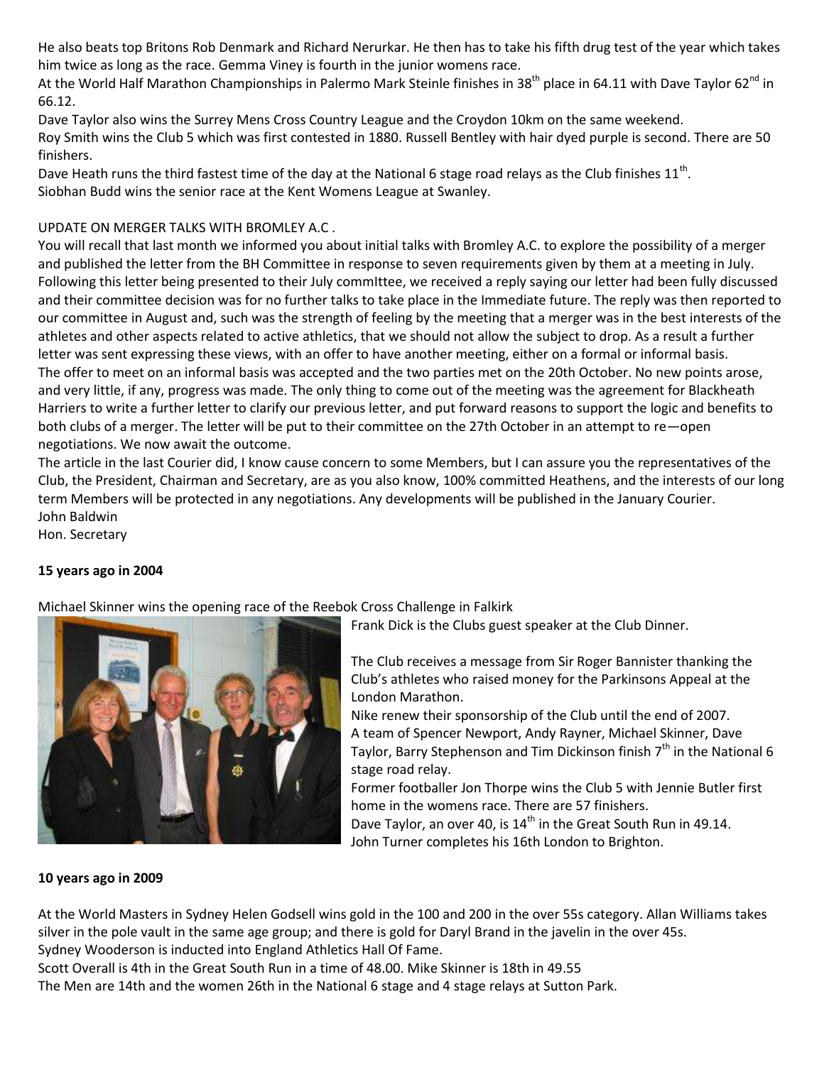He also beats top Britons Rob Denmark and Richard Nerurkar. He then has to take his fifth drug test of the year which takes him twice as long as the race. Gemma Viney is fourth in the junior womens race.

At the World Half Marathon Championships in Palermo Mark Steinle finishes in 38th place in 64.11 with Dave Taylor 62nd in 66.12.

Dave Taylor also wins the Surrey Mens Cross Country League and the Croydon 10km on the same weekend.

Roy Smith wins the Club 5 which was first contested in 1880. Russell Bentley with hair dyed purple is second. There are 50 finishers.

Dave Heath runs the third fastest time of the day at the National 6 stage road relays as the Club finishes 11th.

Siobhan Budd wins the senior race at the Kent Womens League at Swanley.

UPDATE ON MERGER TALKS WITH BROMLEY A.C .

You will recall that last month we informed you about initial talks with Bromley A.C. to explore the possibility of a merger and published the letter from the BH Committee in response to seven requirements given by them at a meeting in July. Following this letter being presented to their July commIttee, we received a reply saying our letter had been fully discussed and their committee decision was for no further talks to take place in the Immediate future. The reply was then reported to our committee in August and, such was the strength of feeling by the meeting that a merger was in the best interests of the athletes and other aspects related to active athletics, that we should not allow the subject to drop. As a result a further letter was sent expressing these views, with an offer to have another meeting, either on a formal or informal basis.

The offer to meet on an informal basis was accepted and the two parties met on the 20th October. No new points arose, and very little, if any, progress was made. The only thing to come out of the meeting was the agreement for Blackheath Harriers to write a further letter to clarify our previous letter, and put forward reasons to support the logic and benefits to both clubs of a merger. The letter will be put to their committee on the 27th October in an attempt to re—open negotiations. We now await the outcome.

The article in the last Courier did, I know cause concern to some Members, but I can assure you the representatives of the Club, the President, Chairman and Secretary, are as you also know, 100% committed Heathens, and the interests of our long term Members will be protected in any negotiations. Any developments will be published in the January Courier.

John Baldwin
Hon. Secretary

**15 years ago in 2004**

Michael Skinner wins the opening race of the Reebok Cross Challenge in Falkirk

Frank Dick is the Clubs guest speaker at the Club Dinner.

The Club receives a message from Sir Roger Bannister thanking the Club's athletes who raised money for the Parkinsons Appeal at the London Marathon.

Nike renew their sponsorship of the Club until the end of 2007.

A team of Spencer Newport, Andy Rayner, Michael Skinner, Dave Taylor, Barry Stephenson and Tim Dickinson finish 7th in the National 6 stage road relay.

Former footballer Jon Thorpe wins the Club 5 with Jennie Butler first home in the womens race. There are 57 finishers.

Dave Taylor, an over 40, is 14th in the Great South Run in 49.14.

John Turner completes his 16th London to Brighton.

**10 years ago in 2009**

At the World Masters in Sydney Helen Godsell wins gold in the 100 and 200 in the over 55s category. Allan Williams takes silver in the pole vault in the same age group; and there is gold for Daryl Brand in the javelin in the over 45s.

Sydney Wooderson is inducted into England Athletics Hall Of Fame.

Scott Overall is 4th in the Great South Run in a time of 48.00. Mike Skinner is 18th in 49.55

The Men are 14th and the women 26th in the National 6 stage and 4 stage relays at Sutton Park.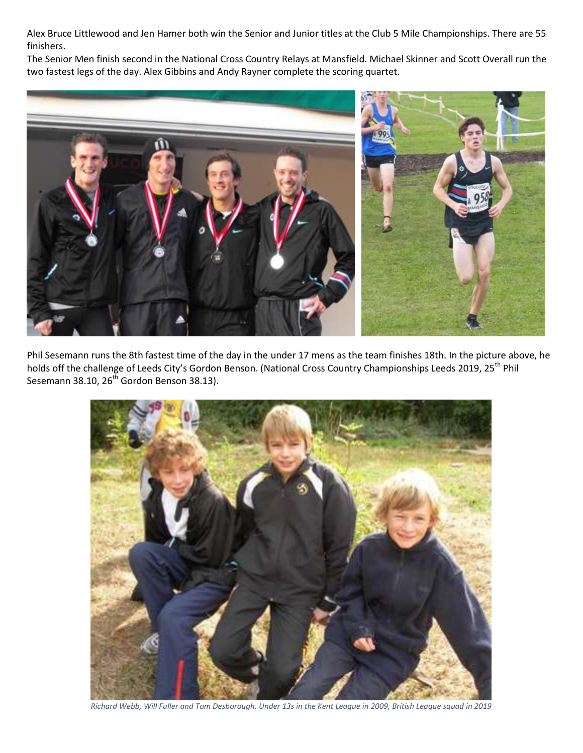Alex Bruce Littlewood and Jen Hamer both win the Senior and Junior titles at the Club 5 Mile Championships. There are 55 finishers.

The Senior Men finish second in the National Cross Country Relays at Mansfield. Michael Skinner and Scott Overall run the two fastest legs of the day. Alex Gibbins and Andy Rayner complete the scoring quartet.

Phil Sesemann runs the 8th fastest time of the day in the under 17 mens as the team finishes 18th. In the picture above, he holds off the challenge of Leeds City's Gordon Benson. (National Cross Country Championships Leeds 2019, 25th Phil Sesemann 38.10, 26th Gordon Benson 38.13).

*Richard Webb, Will Fuller and Tom Desborough. Under 13s in the Kent League in 2009, British League squad in 2019*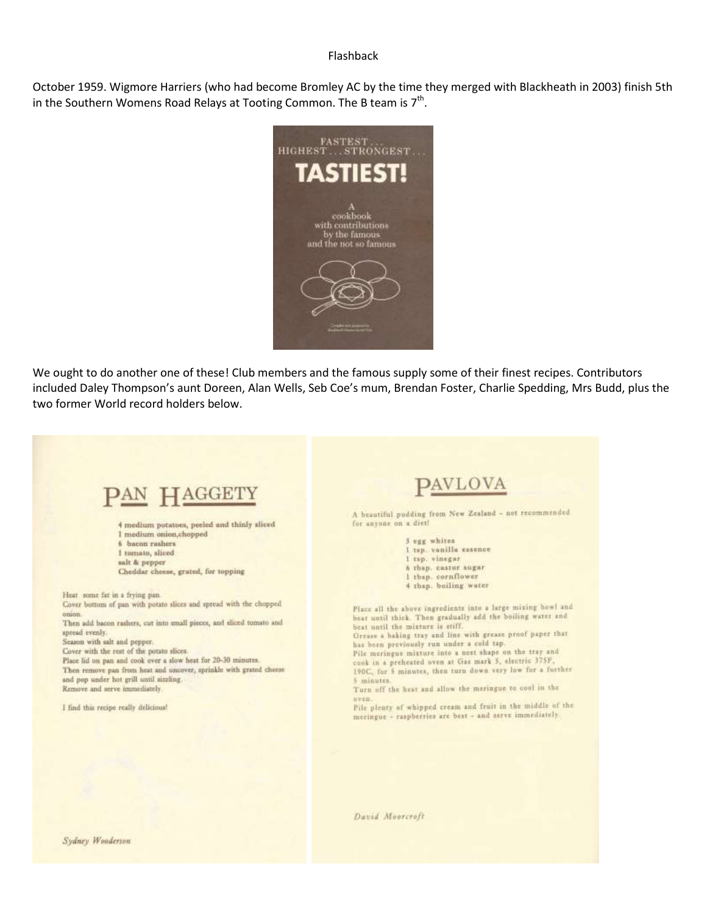# Flashback

October 1959. Wigmore Harriers (who had become Bromley AC by the time they merged with Blackheath in 2003) finish 5th in the Southern Womens Road Relays at Tooting Common. The B team is 7th.

FASTEST... HIGHEST... STRONGEST...

**TASTIEST!**

A cookbook with contributions by the famous and the not so famous

We ought to do another one of these! Club members and the famous supply some of their finest recipes. Contributors included Daley Thompson's aunt Doreen, Alan Wells, Seb Coe's mum, Brendan Foster, Charlie Spedding, Mrs Budd, plus the two former World record holders below.

## PAN HAGGETY

- 4 medium potatoes, peeled and thinly sliced
- 1 medium onion, chopped
- 6 bacon rashers
- 1 tomato, sliced
- salt & pepper
- Cheddar cheese, grated, for topping

Heat some fat in a frying pan.
Cover bottom of pan with potato slices and spread with the chopped onion.
Then add bacon rashers, cut into small pieces, and sliced tomato and spread evenly.
Season with salt and pepper.
Cover with the rest of the potato slices.
Place lid on pan and cook over a slow heat for 20-30 minutes.
Then remove pan from heat and uncover, sprinkle with grated cheese and pop under hot grill until sizzling.
Remove and serve immediately.

I find this recipe really delicious!

*Sydney Wooderson*

## PAVLOVA

A beautiful pudding from New Zealand - not recommended for anyone on a diet!

- 3 egg whites
- 1 tsp. vanilla essence
- 1 tsp. vinegar
- 6 tbsp. castor sugar
- 1 tbsp. cornflower
- 4 tbsp. boiling water

Place all the above ingredients into a large mixing bowl and beat until thick. Then gradually add the boiling water and beat until the mixture is stiff.
Grease a baking tray and line with grease proof paper that has been previously run under a cold tap.
Pile meringue mixture into a neat shape on the tray and cook in a preheated oven at Gas mark 5, electric 375F, 190C, for 5 minutes, then turn down very low for a further 5 minutes.
Turn off the heat and allow the meringue to cool in the oven.
Pile plenty of whipped cream and fruit in the middle of the meringue - raspberries are best - and serve immediately.

*David Moorcroft*